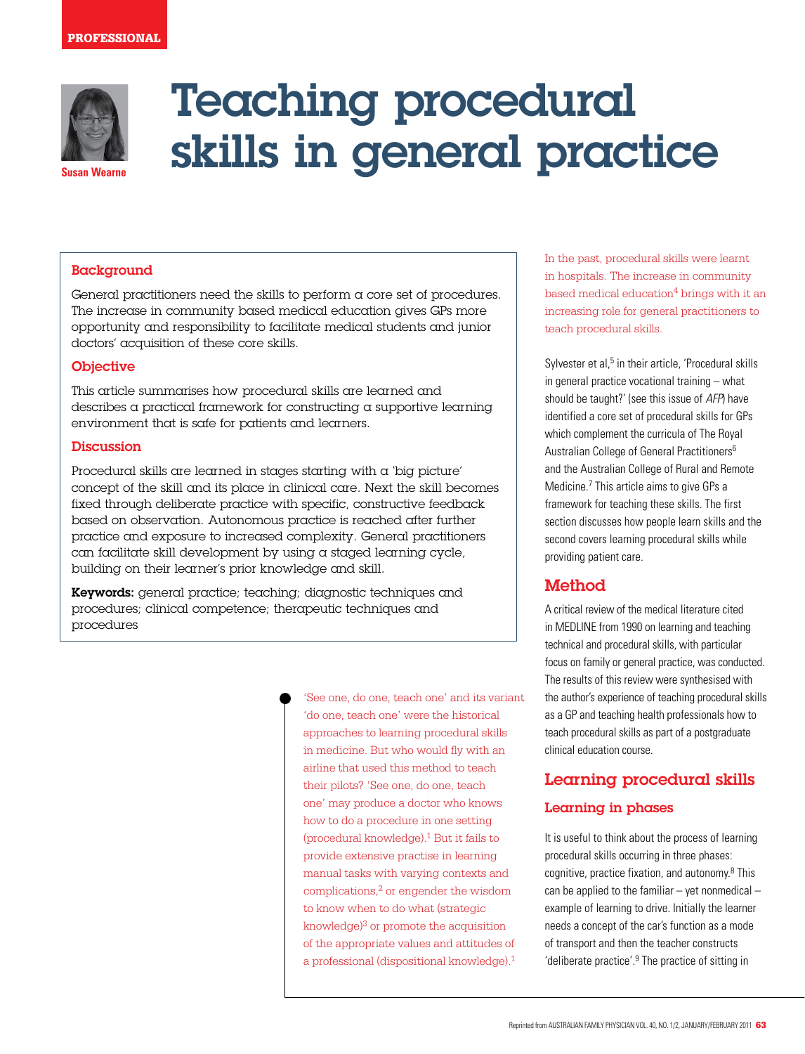PROFESSIONAL

# Teaching procedural skills in general practice

Susan Wearne

## Background

General practitioners need the skills to perform a core set of procedures. The increase in community based medical education gives GPs more opportunity and responsibility to facilitate medical students and junior doctors' acquisition of these core skills.

## Objective

This article summarises how procedural skills are learned and describes a practical framework for constructing a supportive learning environment that is safe for patients and learners.

## Discussion

Procedural skills are learned in stages starting with a 'big picture' concept of the skill and its place in clinical care. Next the skill becomes fixed through deliberate practice with specific, constructive feedback based on observation. Autonomous practice is reached after further practice and exposure to increased complexity. General practitioners can facilitate skill development by using a staged learning cycle, building on their learner's prior knowledge and skill.

**Keywords:** general practice; teaching; diagnostic techniques and procedures; clinical competence; therapeutic techniques and procedures

'See one, do one, teach one' and its variant 'do one, teach one' were the historical approaches to learning procedural skills in medicine. But who would fly with an airline that used this method to teach their pilots? 'See one, do one, teach one' may produce a doctor who knows how to do a procedure in one setting (procedural knowledge).[1] But it fails to provide extensive practise in learning manual tasks with varying contexts and complications,[2] or engender the wisdom to know when to do what (strategic knowledge)[3] or promote the acquisition of the appropriate values and attitudes of a professional (dispositional knowledge).[1]

In the past, procedural skills were learnt in hospitals. The increase in community based medical education[4] brings with it an increasing role for general practitioners to teach procedural skills.

Sylvester et al,[5] in their article, 'Procedural skills in general practice vocational training – what should be taught?' (see this issue of *AFP*) have identified a core set of procedural skills for GPs which complement the curricula of The Royal Australian College of General Practitioners[6] and the Australian College of Rural and Remote Medicine.[7] This article aims to give GPs a framework for teaching these skills. The first section discusses how people learn skills and the second covers learning procedural skills while providing patient care.

## Method

A critical review of the medical literature cited in MEDLINE from 1990 on learning and teaching technical and procedural skills, with particular focus on family or general practice, was conducted. The results of this review were synthesised with the author's experience of teaching procedural skills as a GP and teaching health professionals how to teach procedural skills as part of a postgraduate clinical education course.

## Learning procedural skills

### Learning in phases

It is useful to think about the process of learning procedural skills occurring in three phases: cognitive, practice fixation, and autonomy.[8] This can be applied to the familiar – yet nonmedical – example of learning to drive. Initially the learner needs a concept of the car's function as a mode of transport and then the teacher constructs 'deliberate practice'.[9] The practice of sitting in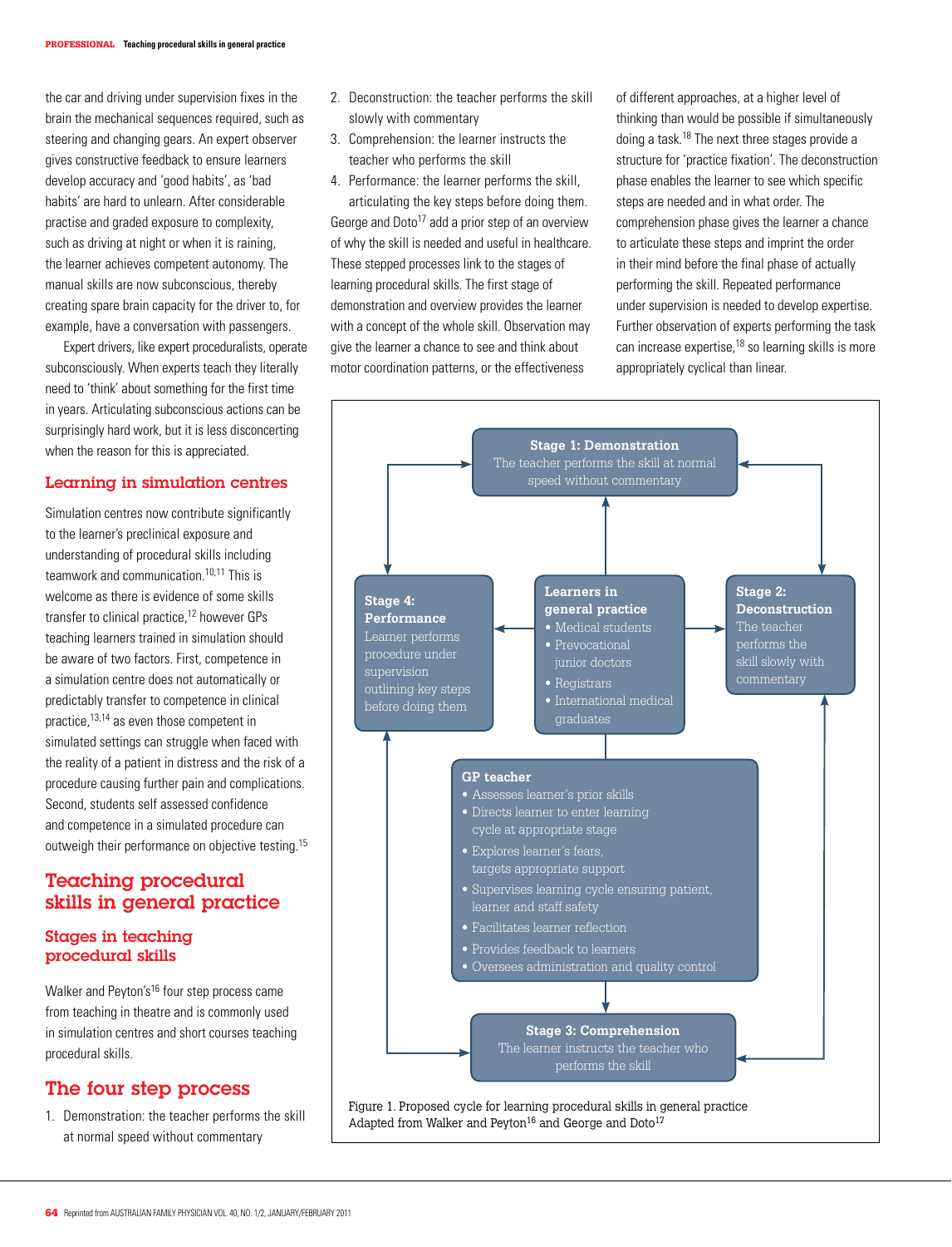the car and driving under supervision fixes in the brain the mechanical sequences required, such as steering and changing gears. An expert observer gives constructive feedback to ensure learners develop accuracy and 'good habits', as 'bad habits' are hard to unlearn. After considerable practise and graded exposure to complexity, such as driving at night or when it is raining, the learner achieves competent autonomy. The manual skills are now subconscious, thereby creating spare brain capacity for the driver to, for example, have a conversation with passengers.

Expert drivers, like expert proceduralists, operate subconsciously. When experts teach they literally need to 'think' about something for the first time in years. Articulating subconscious actions can be surprisingly hard work, but it is less disconcerting when the reason for this is appreciated.

### Learning in simulation centres

Simulation centres now contribute significantly to the learner's preclinical exposure and understanding of procedural skills including teamwork and communication.[10,11] This is welcome as there is evidence of some skills transfer to clinical practice,[12] however GPs teaching learners trained in simulation should be aware of two factors. First, competence in a simulation centre does not automatically or predictably transfer to competence in clinical practice,[13,14] as even those competent in simulated settings can struggle when faced with the reality of a patient in distress and the risk of a procedure causing further pain and complications. Second, students self assessed confidence and competence in a simulated procedure can outweigh their performance on objective testing.[15]

## Teaching procedural skills in general practice

### Stages in teaching procedural skills

Walker and Peyton's[16] four step process came from teaching in theatre and is commonly used in simulation centres and short courses teaching procedural skills.

## The four step process

1. Demonstration: the teacher performs the skill at normal speed without commentary
2. Deconstruction: the teacher performs the skill slowly with commentary
3. Comprehension: the learner instructs the teacher who performs the skill
4. Performance: the learner performs the skill, articulating the key steps before doing them.

George and Doto[17] add a prior step of an overview of why the skill is needed and useful in healthcare. These stepped processes link to the stages of learning procedural skills. The first stage of demonstration and overview provides the learner with a concept of the whole skill. Observation may give the learner a chance to see and think about motor coordination patterns, or the effectiveness of different approaches, at a higher level of thinking than would be possible if simultaneously doing a task.[18] The next three stages provide a structure for 'practice fixation'. The deconstruction phase enables the learner to see which specific steps are needed and in what order. The comprehension phase gives the learner a chance to articulate these steps and imprint the order in their mind before the final phase of actually performing the skill. Repeated performance under supervision is needed to develop expertise. Further observation of experts performing the task can increase expertise,[18] so learning skills is more appropriately cyclical than linear.

**Stage 1: Demonstration**
The teacher performs the skill at normal speed without commentary

**Learners in general practice**
- Medical students
- Prevocational junior doctors
- Registrars
- International medical graduates

**Stage 2: Deconstruction**
The teacher performs the skill slowly with commentary

**Stage 4: Performance**
Learner performs procedure under supervision outlining key steps before doing them

**GP teacher**
- Assesses learner's prior skills
- Directs learner to enter learning cycle at appropriate stage
- Explores learner's fears, targets appropriate support
- Supervises learning cycle ensuring patient, learner and staff safety
- Facilitates learner reflection
- Provides feedback to learners
- Oversees administration and quality control

**Stage 3: Comprehension**
The learner instructs the teacher who performs the skill

Figure 1. Proposed cycle for learning procedural skills in general practice
Adapted from Walker and Peyton[16] and George and Doto[17]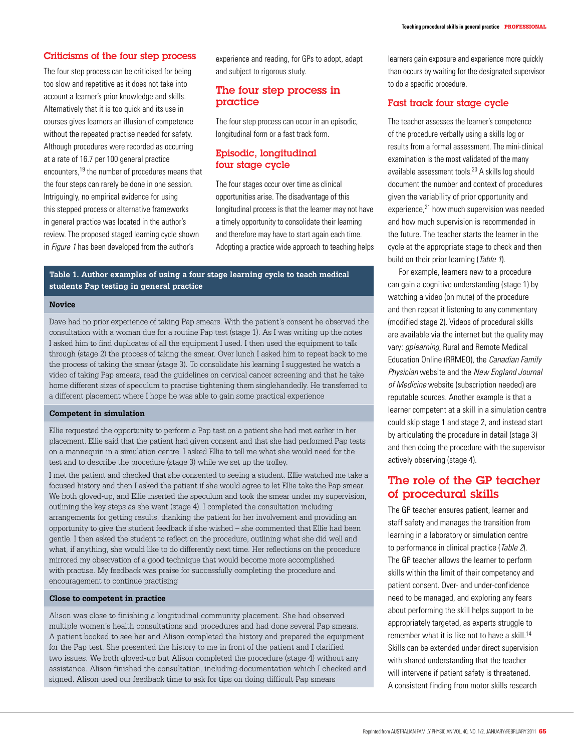## Criticisms of the four step process

The four step process can be criticised for being too slow and repetitive as it does not take into account a learner's prior knowledge and skills. Alternatively that it is too quick and its use in courses gives learners an illusion of competence without the repeated practise needed for safety. Although procedures were recorded as occurring at a rate of 16.7 per 100 general practice encounters,[19] the number of procedures means that the four steps can rarely be done in one session. Intriguingly, no empirical evidence for using this stepped process or alternative frameworks in general practice was located in the author's review. The proposed staged learning cycle shown in *Figure 1* has been developed from the author's experience and reading, for GPs to adopt, adapt and subject to rigorous study.

## The four step process in practice

The four step process can occur in an episodic, longitudinal form or a fast track form.

### Episodic, longitudinal four stage cycle

The four stages occur over time as clinical opportunities arise. The disadvantage of this longitudinal process is that the learner may not have a timely opportunity to consolidate their learning and therefore may have to start again each time. Adopting a practice wide approach to teaching helps learners gain exposure and experience more quickly than occurs by waiting for the designated supervisor to do a specific procedure.

### Fast track four stage cycle

The teacher assesses the learner's competence of the procedure verbally using a skills log or results from a formal assessment. The mini-clinical examination is the most validated of the many available assessment tools.[20] A skills log should document the number and context of procedures given the variability of prior opportunity and experience,[21] how much supervision was needed and how much supervision is recommended in the future. The teacher starts the learner in the cycle at the appropriate stage to check and then build on their prior learning (*Table 1*).

For example, learners new to a procedure can gain a cognitive understanding (stage 1) by watching a video (on mute) of the procedure and then repeat it listening to any commentary (modified stage 2). Videos of procedural skills are available via the internet but the quality may vary: *gplearning*, Rural and Remote Medical Education Online (RRMEO), the *Canadian Family Physician* website and the *New England Journal of Medicine* website (subscription needed) are reputable sources. Another example is that a learner competent at a skill in a simulation centre could skip stage 1 and stage 2, and instead start by articulating the procedure in detail (stage 3) and then doing the procedure with the supervisor actively observing (stage 4).

**Table 1. Author examples of using a four stage learning cycle to teach medical students Pap testing in general practice**

**Novice**

Dave had no prior experience of taking Pap smears. With the patient's consent he observed the consultation with a woman due for a routine Pap test (stage 1). As I was writing up the notes I asked him to find duplicates of all the equipment I used. I then used the equipment to talk through (stage 2) the process of taking the smear. Over lunch I asked him to repeat back to me the process of taking the smear (stage 3). To consolidate his learning I suggested he watch a video of taking Pap smears, read the guidelines on cervical cancer screening and that he take home different sizes of speculum to practise tightening them singlehandedly. He transferred to a different placement where I hope he was able to gain some practical experience

**Competent in simulation**

Ellie requested the opportunity to perform a Pap test on a patient she had met earlier in her placement. Ellie said that the patient had given consent and that she had performed Pap tests on a mannequin in a simulation centre. I asked Ellie to tell me what she would need for the test and to describe the procedure (stage 3) while we set up the trolley.

I met the patient and checked that she consented to seeing a student. Ellie watched me take a focused history and then I asked the patient if she would agree to let Ellie take the Pap smear. We both gloved-up, and Ellie inserted the speculum and took the smear under my supervision, outlining the key steps as she went (stage 4). I completed the consultation including arrangements for getting results, thanking the patient for her involvement and providing an opportunity to give the student feedback if she wished – she commented that Ellie had been gentle. I then asked the student to reflect on the procedure, outlining what she did well and what, if anything, she would like to do differently next time. Her reflections on the procedure mirrored my observation of a good technique that would become more accomplished with practise. My feedback was praise for successfully completing the procedure and encouragement to continue practising

**Close to competent in practice**

Alison was close to finishing a longitudinal community placement. She had observed multiple women's health consultations and procedures and had done several Pap smears. A patient booked to see her and Alison completed the history and prepared the equipment for the Pap test. She presented the history to me in front of the patient and I clarified two issues. We both gloved-up but Alison completed the procedure (stage 4) without any assistance. Alison finished the consultation, including documentation which I checked and signed. Alison used our feedback time to ask for tips on doing difficult Pap smears

## The role of the GP teacher of procedural skills

The GP teacher ensures patient, learner and staff safety and manages the transition from learning in a laboratory or simulation centre to performance in clinical practice (*Table 2*). The GP teacher allows the learner to perform skills within the limit of their competency and patient consent. Over- and under-confidence need to be managed, and exploring any fears about performing the skill helps support to be appropriately targeted, as experts struggle to remember what it is like not to have a skill.[14] Skills can be extended under direct supervision with shared understanding that the teacher will intervene if patient safety is threatened. A consistent finding from motor skills research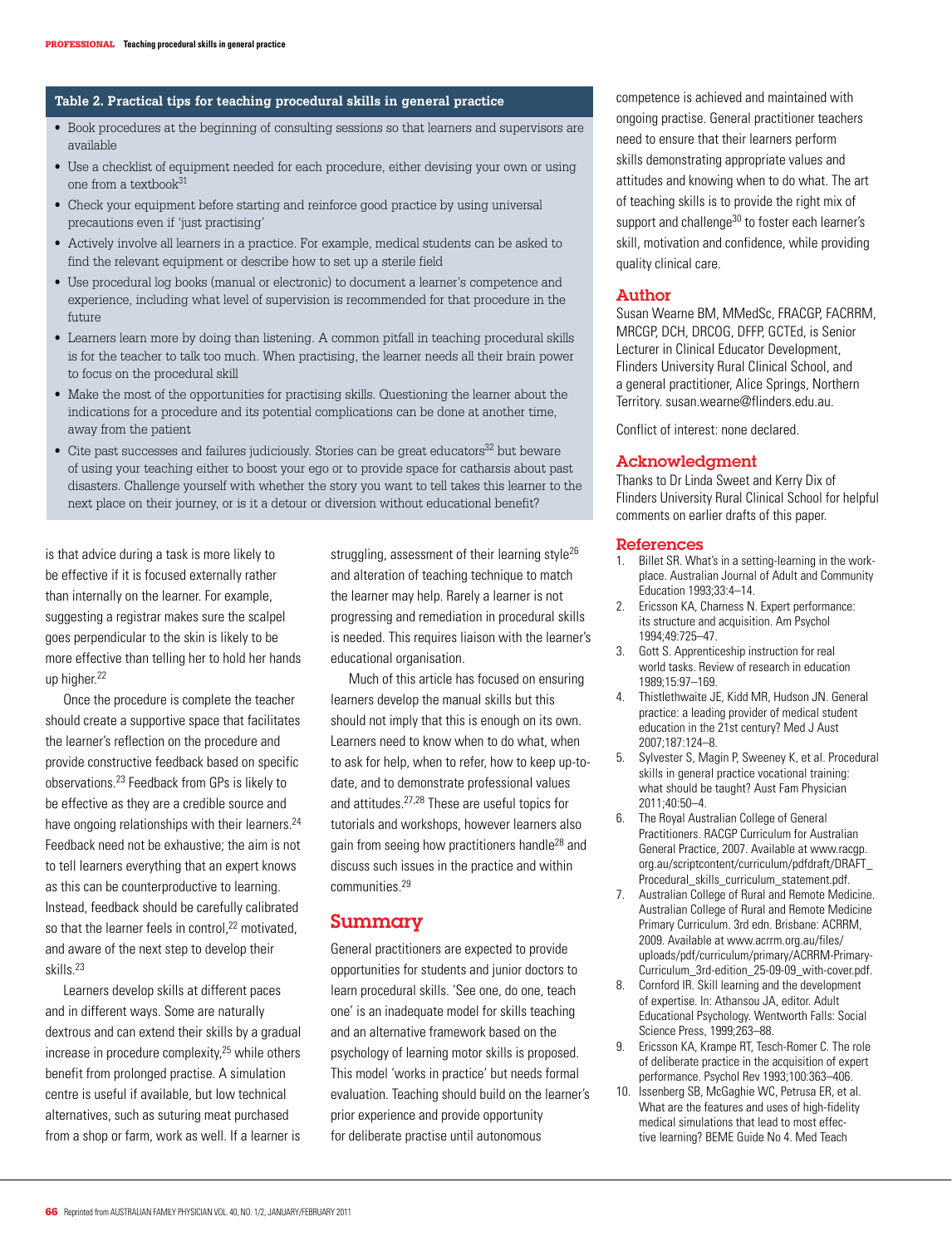**Table 2. Practical tips for teaching procedural skills in general practice**

- Book procedures at the beginning of consulting sessions so that learners and supervisors are available
- Use a checklist of equipment needed for each procedure, either devising your own or using one from a textbook[31]
- Check your equipment before starting and reinforce good practice by using universal precautions even if 'just practising'
- Actively involve all learners in a practice. For example, medical students can be asked to find the relevant equipment or describe how to set up a sterile field
- Use procedural log books (manual or electronic) to document a learner's competence and experience, including what level of supervision is recommended for that procedure in the future
- Learners learn more by doing than listening. A common pitfall in teaching procedural skills is for the teacher to talk too much. When practising, the learner needs all their brain power to focus on the procedural skill
- Make the most of the opportunities for practising skills. Questioning the learner about the indications for a procedure and its potential complications can be done at another time, away from the patient
- Cite past successes and failures judiciously. Stories can be great educators[32] but beware of using your teaching either to boost your ego or to provide space for catharsis about past disasters. Challenge yourself with whether the story you want to tell takes this learner to the next place on their journey, or is it a detour or diversion without educational benefit?

is that advice during a task is more likely to be effective if it is focused externally rather than internally on the learner. For example, suggesting a registrar makes sure the scalpel goes perpendicular to the skin is likely to be more effective than telling her to hold her hands up higher.[22]

Once the procedure is complete the teacher should create a supportive space that facilitates the learner's reflection on the procedure and provide constructive feedback based on specific observations.[23] Feedback from GPs is likely to be effective as they are a credible source and have ongoing relationships with their learners.[24] Feedback need not be exhaustive; the aim is not to tell learners everything that an expert knows as this can be counterproductive to learning. Instead, feedback should be carefully calibrated so that the learner feels in control,[22] motivated, and aware of the next step to develop their skills.[23]

Learners develop skills at different paces and in different ways. Some are naturally dextrous and can extend their skills by a gradual increase in procedure complexity,[25] while others benefit from prolonged practise. A simulation centre is useful if available, but low technical alternatives, such as suturing meat purchased from a shop or farm, work as well. If a learner is struggling, assessment of their learning style[26] and alteration of teaching technique to match the learner may help. Rarely a learner is not progressing and remediation in procedural skills is needed. This requires liaison with the learner's educational organisation.

Much of this article has focused on ensuring learners develop the manual skills but this should not imply that this is enough on its own. Learners need to know when to do what, when to ask for help, when to refer, how to keep up-to-date, and to demonstrate professional values and attitudes.[27,28] These are useful topics for tutorials and workshops, however learners also gain from seeing how practitioners handle[28] and discuss such issues in the practice and within communities.[29]

## Summary

General practitioners are expected to provide opportunities for students and junior doctors to learn procedural skills. 'See one, do one, teach one' is an inadequate model for skills teaching and an alternative framework based on the psychology of learning motor skills is proposed. This model 'works in practice' but needs formal evaluation. Teaching should build on the learner's prior experience and provide opportunity for deliberate practise until autonomous competence is achieved and maintained with ongoing practise. General practitioner teachers need to ensure that their learners perform skills demonstrating appropriate values and attitudes and knowing when to do what. The art of teaching skills is to provide the right mix of support and challenge[30] to foster each learner's skill, motivation and confidence, while providing quality clinical care.

## Author

Susan Wearne BM, MMedSc, FRACGP, FACRRM, MRCGP, DCH, DRCOG, DFFP, GCTEd, is Senior Lecturer in Clinical Educator Development, Flinders University Rural Clinical School, and a general practitioner, Alice Springs, Northern Territory. susan.wearne@flinders.edu.au.

Conflict of interest: none declared.

## Acknowledgment

Thanks to Dr Linda Sweet and Kerry Dix of Flinders University Rural Clinical School for helpful comments on earlier drafts of this paper.

## References

1. Billet SR. What's in a setting-learning in the workplace. Australian Journal of Adult and Community Education 1993;33:4–14.
2. Ericsson KA, Charness N. Expert performance: its structure and acquisition. Am Psychol 1994;49:725–47.
3. Gott S. Apprenticeship instruction for real world tasks. Review of research in education 1989;15:97–169.
4. Thistlethwaite JE, Kidd MR, Hudson JN. General practice: a leading provider of medical student education in the 21st century? Med J Aust 2007;187:124–8.
5. Sylvester S, Magin P, Sweeney K, et al. Procedural skills in general practice vocational training: what should be taught? Aust Fam Physician 2011;40:50–4.
6. The Royal Australian College of General Practitioners. RACGP Curriculum for Australian General Practice, 2007. Available at www.racgp.org.au/scriptcontent/curriculum/pdfdraft/DRAFT_Procedural_skills_curriculum_statement.pdf.
7. Australian College of Rural and Remote Medicine. Australian College of Rural and Remote Medicine Primary Curriculum. 3rd edn. Brisbane: ACRRM, 2009. Available at www.acrrm.org.au/files/uploads/pdf/curriculum/primary/ACRRM-Primary-Curriculum_3rd-edition_25-09-09_with-cover.pdf.
8. Cornford IR. Skill learning and the development of expertise. In: Athansou JA, editor. Adult Educational Psychology. Wentworth Falls: Social Science Press, 1999;263–88.
9. Ericsson KA, Krampe RT, Tesch-Romer C. The role of deliberate practice in the acquisition of expert performance. Psychol Rev 1993;100:363–406.
10. Issenberg SB, McGaghie WC, Petrusa ER, et al. What are the features and uses of high-fidelity medical simulations that lead to most effective learning? BEME Guide No 4. Med Teach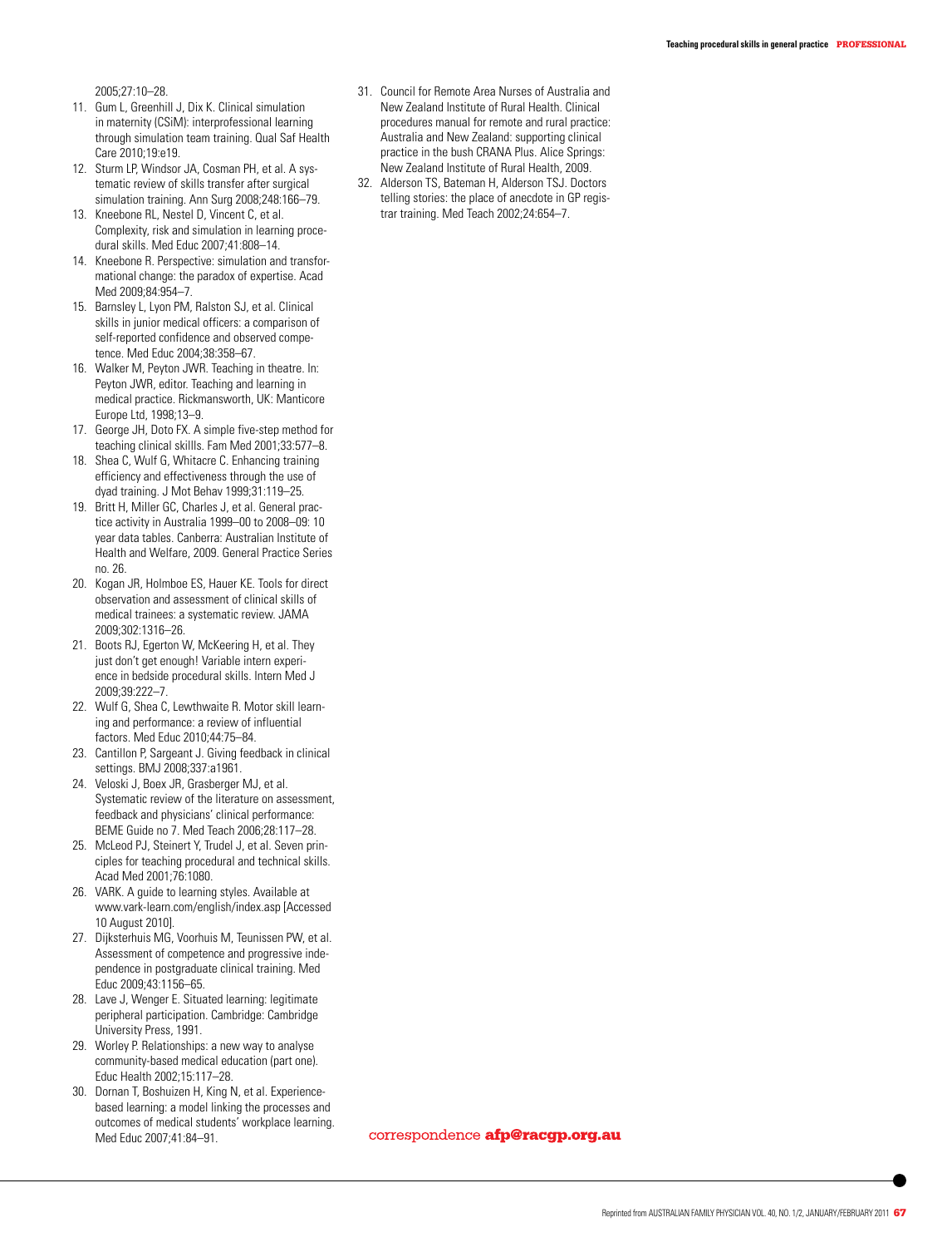2005;27:10–28.

11. Gum L, Greenhill J, Dix K. Clinical simulation in maternity (CSiM): interprofessional learning through simulation team training. Qual Saf Health Care 2010;19:e19.
12. Sturm LP, Windsor JA, Cosman PH, et al. A systematic review of skills transfer after surgical simulation training. Ann Surg 2008;248:166–79.
13. Kneebone RL, Nestel D, Vincent C, et al. Complexity, risk and simulation in learning procedural skills. Med Educ 2007;41:808–14.
14. Kneebone R. Perspective: simulation and transformational change: the paradox of expertise. Acad Med 2009;84:954–7.
15. Barnsley L, Lyon PM, Ralston SJ, et al. Clinical skills in junior medical officers: a comparison of self-reported confidence and observed competence. Med Educ 2004;38:358–67.
16. Walker M, Peyton JWR. Teaching in theatre. In: Peyton JWR, editor. Teaching and learning in medical practice. Rickmansworth, UK: Manticore Europe Ltd, 1998;13–9.
17. George JH, Doto FX. A simple five-step method for teaching clinical skillls. Fam Med 2001;33:577–8.
18. Shea C, Wulf G, Whitacre C. Enhancing training efficiency and effectiveness through the use of dyad training. J Mot Behav 1999;31:119–25.
19. Britt H, Miller GC, Charles J, et al. General practice activity in Australia 1999–00 to 2008–09: 10 year data tables. Canberra: Australian Institute of Health and Welfare, 2009. General Practice Series no. 26.
20. Kogan JR, Holmboe ES, Hauer KE. Tools for direct observation and assessment of clinical skills of medical trainees: a systematic review. JAMA 2009;302:1316–26.
21. Boots RJ, Egerton W, McKeering H, et al. They just don't get enough! Variable intern experience in bedside procedural skills. Intern Med J 2009;39:222–7.
22. Wulf G, Shea C, Lewthwaite R. Motor skill learning and performance: a review of influential factors. Med Educ 2010;44:75–84.
23. Cantillon P, Sargeant J. Giving feedback in clinical settings. BMJ 2008;337:a1961.
24. Veloski J, Boex JR, Grasberger MJ, et al. Systematic review of the literature on assessment, feedback and physicians' clinical performance: BEME Guide no 7. Med Teach 2006;28:117–28.
25. McLeod PJ, Steinert Y, Trudel J, et al. Seven principles for teaching procedural and technical skills. Acad Med 2001;76:1080.
26. VARK. A guide to learning styles. Available at www.vark-learn.com/english/index.asp [Accessed 10 August 2010].
27. Dijksterhuis MG, Voorhuis M, Teunissen PW, et al. Assessment of competence and progressive independence in postgraduate clinical training. Med Educ 2009;43:1156–65.
28. Lave J, Wenger E. Situated learning: legitimate peripheral participation. Cambridge: Cambridge University Press, 1991.
29. Worley P. Relationships: a new way to analyse community-based medical education (part one). Educ Health 2002;15:117–28.
30. Dornan T, Boshuizen H, King N, et al. Experience-based learning: a model linking the processes and outcomes of medical students' workplace learning. Med Educ 2007;41:84–91.
31. Council for Remote Area Nurses of Australia and New Zealand Institute of Rural Health. Clinical procedures manual for remote and rural practice: Australia and New Zealand: supporting clinical practice in the bush CRANA Plus. Alice Springs: New Zealand Institute of Rural Health, 2009.
32. Alderson TS, Bateman H, Alderson TSJ. Doctors telling stories: the place of anecdote in GP registrar training. Med Teach 2002;24:654–7.

correspondence **afp@racgp.org.au**